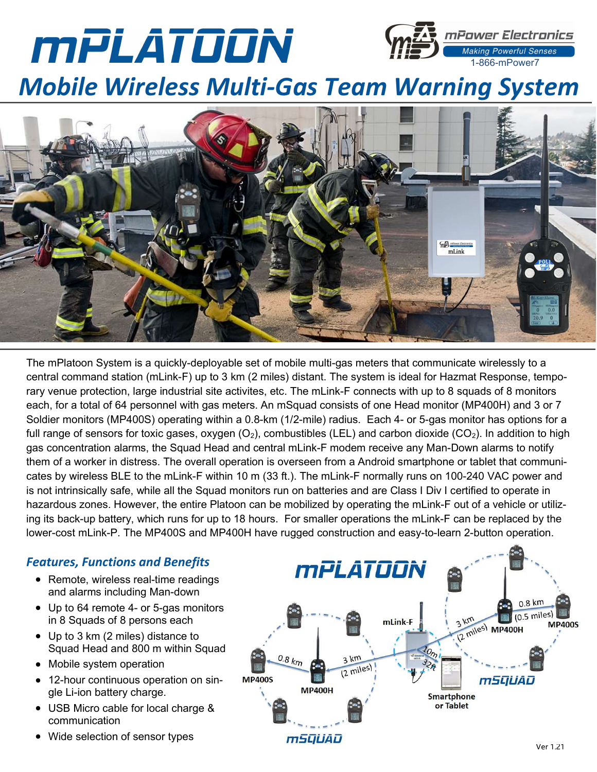# mPLATOON

mPower Electronics
Making Powerful Senses
1-866-mPower7

## Mobile Wireless Multi-Gas Team Warning System

The mPlatoon System is a quickly-deployable set of mobile multi-gas meters that communicate wirelessly to a central command station (mLink-F) up to 3 km (2 miles) distant. The system is ideal for Hazmat Response, temporary venue protection, large industrial site activites, etc. The mLink-F connects with up to 8 squads of 8 monitors each, for a total of 64 personnel with gas meters. An mSquad consists of one Head monitor (MP400H) and 3 or 7 Soldier monitors (MP400S) operating within a 0.8-km (1/2-mile) radius. Each 4- or 5-gas monitor has options for a full range of sensors for toxic gases, oxygen ($O_2$), combustibles (LEL) and carbon dioxide ($CO_2$). In addition to high gas concentration alarms, the Squad Head and central mLink-F modem receive any Man-Down alarms to notify them of a worker in distress. The overall operation is overseen from a Android smartphone or tablet that communicates by wireless BLE to the mLink-F within 10 m (33 ft.). The mLink-F normally runs on 100-240 VAC power and is not intrinsically safe, while all the Squad monitors run on batteries and are Class I Div I certified to operate in hazardous zones. However, the entire Platoon can be mobilized by operating the mLink-F out of a vehicle or utilizing its back-up battery, which runs for up to 18 hours. For smaller operations the mLink-F can be replaced by the lower-cost mLink-P. The MP400S and MP400H have rugged construction and easy-to-learn 2-button operation.

### Features, Functions and Benefits

- Remote, wireless real-time readings and alarms including Man-down
- Up to 64 remote 4- or 5-gas monitors in 8 Squads of 8 persons each
- Up to 3 km (2 miles) distance to Squad Head and 800 m within Squad
- Mobile system operation
- 12-hour continuous operation on single Li-ion battery charge.
- USB Micro cable for local charge & communication
- Wide selection of sensor types

Ver 1.21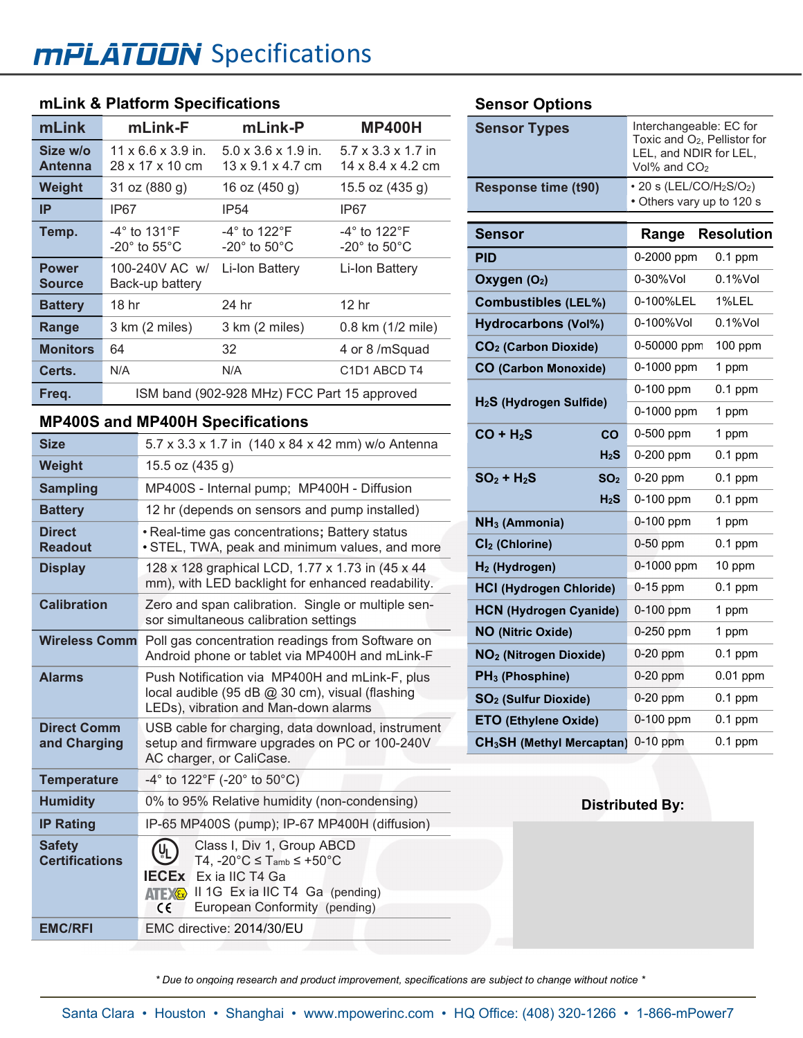# mPLATOON Specifications

## mLink & Platform Specifications

| mLink | mLink-F | mLink-P | MP400H |
|---|---|---|---|
| Size w/o Antenna | 11 x 6.6 x 3.9 in. 28 x 17 x 10 cm | 5.0 x 3.6 x 1.9 in. 13 x 9.1 x 4.7 cm | 5.7 x 3.3 x 1.7 in 14 x 8.4 x 4.2 cm |
| Weight | 31 oz (880 g) | 16 oz (450 g) | 15.5 oz (435 g) |
| IP | IP67 | IP54 | IP67 |
| Temp. | -4° to 131°F -20° to 55°C | -4° to 122°F -20° to 50°C | -4° to 122°F -20° to 50°C |
| Power Source | 100-240V AC w/ Back-up battery | Li-Ion Battery | Li-Ion Battery |
| Battery | 18 hr | 24 hr | 12 hr |
| Range | 3 km (2 miles) | 3 km (2 miles) | 0.8 km (1/2 mile) |
| Monitors | 64 | 32 | 4 or 8 /mSquad |
| Certs. | N/A | N/A | C1D1 ABCD T4 |
| Freq. | ISM band (902-928 MHz) FCC Part 15 approved | | |

## MP400S and MP400H Specifications

| | |
|---|---|
| Size | 5.7 x 3.3 x 1.7 in (140 x 84 x 42 mm) w/o Antenna |
| Weight | 15.5 oz (435 g) |
| Sampling | MP400S - Internal pump; MP400H - Diffusion |
| Battery | 12 hr (depends on sensors and pump installed) |
| Direct Readout | • Real-time gas concentrations; Battery status<br>• STEL, TWA, peak and minimum values, and more |
| Display | 128 x 128 graphical LCD, 1.77 x 1.73 in (45 x 44 mm), with LED backlight for enhanced readability. |
| Calibration | Zero and span calibration. Single or multiple sensor simultaneous calibration settings |
| Wireless Comm | Poll gas concentration readings from Software on Android phone or tablet via MP400H and mLink-F |
| Alarms | Push Notification via MP400H and mLink-F, plus local audible (95 dB @ 30 cm), visual (flashing LEDs), vibration and Man-down alarms |
| Direct Comm and Charging | USB cable for charging, data download, instrument setup and firmware upgrades on PC or 100-240V AC charger, or CaliCase. |
| Temperature | -4° to 122°F (-20° to 50°C) |
| Humidity | 0% to 95% Relative humidity (non-condensing) |
| IP Rating | IP-65 MP400S (pump); IP-67 MP400H (diffusion) |
| Safety Certifications | UL: Class I, Div 1, Group ABCD T4, -20°C ≤ $T_{amb}$ ≤ +50°C<br>IECEx: Ex ia IIC T4 Ga<br>ATEX: II 1G Ex ia IIC T4 Ga (pending)<br>CE: European Conformity (pending) |
| EMC/RFI | EMC directive: 2014/30/EU |

## Sensor Options

| | |
|---|---|
| Sensor Types | Interchangeable: EC for Toxic and $O_2$, Pellistor for LEL, and NDIR for LEL, Vol% and $CO_2$ |
| Response time (t90) | • 20 s (LEL/CO/$H_2S$/$O_2$)<br>• Others vary up to 120 s |

| Sensor | | Range | Resolution |
|---|---|---|---|
| PID | | 0-2000 ppm | 0.1 ppm |
| Oxygen ($O_2$) | | 0-30%Vol | 0.1%Vol |
| Combustibles (LEL%) | | 0-100%LEL | 1%LEL |
| Hydrocarbons (Vol%) | | 0-100%Vol | 0.1%Vol |
| $CO_2$ (Carbon Dioxide) | | 0-50000 ppm | 100 ppm |
| CO (Carbon Monoxide) | | 0-1000 ppm | 1 ppm |
| $H_2S$ (Hydrogen Sulfide) | | 0-100 ppm | 0.1 ppm |
| | | 0-1000 ppm | 1 ppm |
| CO + $H_2S$ | CO | 0-500 ppm | 1 ppm |
| | $H_2S$ | 0-200 ppm | 0.1 ppm |
| $SO_2$ + $H_2S$ | $SO_2$ | 0-20 ppm | 0.1 ppm |
| | $H_2S$ | 0-100 ppm | 0.1 ppm |
| $NH_3$ (Ammonia) | | 0-100 ppm | 1 ppm |
| $Cl_2$ (Chlorine) | | 0-50 ppm | 0.1 ppm |
| $H_2$ (Hydrogen) | | 0-1000 ppm | 10 ppm |
| HCl (Hydrogen Chloride) | | 0-15 ppm | 0.1 ppm |
| HCN (Hydrogen Cyanide) | | 0-100 ppm | 1 ppm |
| NO (Nitric Oxide) | | 0-250 ppm | 1 ppm |
| $NO_2$ (Nitrogen Dioxide) | | 0-20 ppm | 0.1 ppm |
| $PH_3$ (Phosphine) | | 0-20 ppm | 0.01 ppm |
| $SO_2$ (Sulfur Dioxide) | | 0-20 ppm | 0.1 ppm |
| ETO (Ethylene Oxide) | | 0-100 ppm | 0.1 ppm |
| $CH_3SH$ (Methyl Mercaptan) | | 0-10 ppm | 0.1 ppm |

**Distributed By:**

*\* Due to ongoing research and product improvement, specifications are subject to change without notice \**

Santa Clara • Houston • Shanghai • www.mpowerinc.com • HQ Office: (408) 320-1266 • 1-866-mPower7